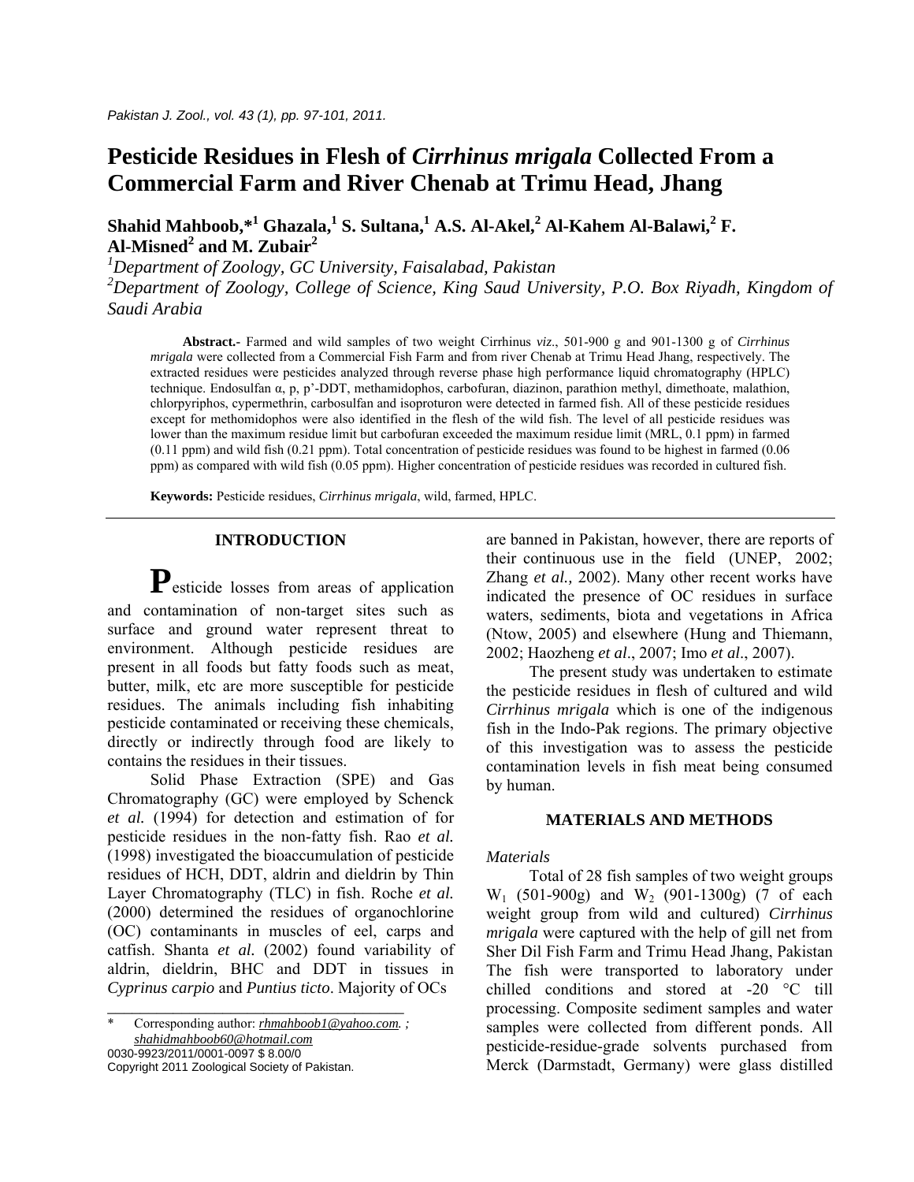# Pesticide Residues in Flesh of *Cirrhinus mrigala* Collected From a Commercial Farm and River Chenab at Trimu Head, Jhang

**Shahid Mahboob,*[1] Ghazala,[1] S. Sultana,[1] A.S. Al-Akel,[2] Al-Kahem Al-Balawi,[2] F. Al-Misned[2] and M. Zubair[2]**

*[1]Department of Zoology, GC University, Faisalabad, Pakistan*

*[2]Department of Zoology, College of Science, King Saud University, P.O. Box Riyadh, Kingdom of Saudi Arabia*

**Abstract.-** Farmed and wild samples of two weight Cirrhinus *viz*., 501-900 g and 901-1300 g of *Cirrhinus mrigala* were collected from a Commercial Fish Farm and from river Chenab at Trimu Head Jhang, respectively. The extracted residues were pesticides analyzed through reverse phase high performance liquid chromatography (HPLC) technique. Endosulfan α, p, p'-DDT, methamidophos, carbofuran, diazinon, parathion methyl, dimethoate, malathion, chlorpyriphos, cypermethrin, carbosulfan and isoproturon were detected in farmed fish. All of these pesticide residues except for methomidophos were also identified in the flesh of the wild fish. The level of all pesticide residues was lower than the maximum residue limit but carbofuran exceeded the maximum residue limit (MRL, 0.1 ppm) in farmed (0.11 ppm) and wild fish (0.21 ppm). Total concentration of pesticide residues was found to be highest in farmed (0.06 ppm) as compared with wild fish (0.05 ppm). Higher concentration of pesticide residues was recorded in cultured fish.

**Keywords:** Pesticide residues, *Cirrhinus mrigala*, wild, farmed, HPLC.

## INTRODUCTION

Pesticide losses from areas of application and contamination of non-target sites such as surface and ground water represent threat to environment. Although pesticide residues are present in all foods but fatty foods such as meat, butter, milk, etc are more susceptible for pesticide residues. The animals including fish inhabiting pesticide contaminated or receiving these chemicals, directly or indirectly through food are likely to contains the residues in their tissues.

Solid Phase Extraction (SPE) and Gas Chromatography (GC) were employed by Schenck *et al.* (1994) for detection and estimation of for pesticide residues in the non-fatty fish. Rao *et al.* (1998) investigated the bioaccumulation of pesticide residues of HCH, DDT, aldrin and dieldrin by Thin Layer Chromatography (TLC) in fish. Roche *et al.* (2000) determined the residues of organochlorine (OC) contaminants in muscles of eel, carps and catfish. Shanta *et al.* (2002) found variability of aldrin, dieldrin, BHC and DDT in tissues in *Cyprinus carpio* and *Puntius ticto*. Majority of OCs are banned in Pakistan, however, there are reports of their continuous use in the field (UNEP, 2002; Zhang *et al.,* 2002). Many other recent works have indicated the presence of OC residues in surface waters, sediments, biota and vegetations in Africa (Ntow, 2005) and elsewhere (Hung and Thiemann, 2002; Haozheng *et al*., 2007; Imo *et al*., 2007).

The present study was undertaken to estimate the pesticide residues in flesh of cultured and wild *Cirrhinus mrigala* which is one of the indigenous fish in the Indo-Pak regions. The primary objective of this investigation was to assess the pesticide contamination levels in fish meat being consumed by human.

## MATERIALS AND METHODS

*Materials*

Total of 28 fish samples of two weight groups $W_1$ (501-900g) and $W_2$ (901-1300g) (7 of each weight group from wild and cultured) *Cirrhinus mrigala* were captured with the help of gill net from Sher Dil Fish Farm and Trimu Head Jhang, Pakistan The fish were transported to laboratory under chilled conditions and stored at -20 °C till processing. Composite sediment samples and water samples were collected from different ponds. All pesticide-residue-grade solvents purchased from Merck (Darmstadt, Germany) were glass distilled

\* Corresponding author: *rhmahboob1@yahoo.com. ; shahidmahboob60@hotmail.com*

0030-9923/2011/0001-0097 $ 8.00/0

Copyright 2011 Zoological Society of Pakistan.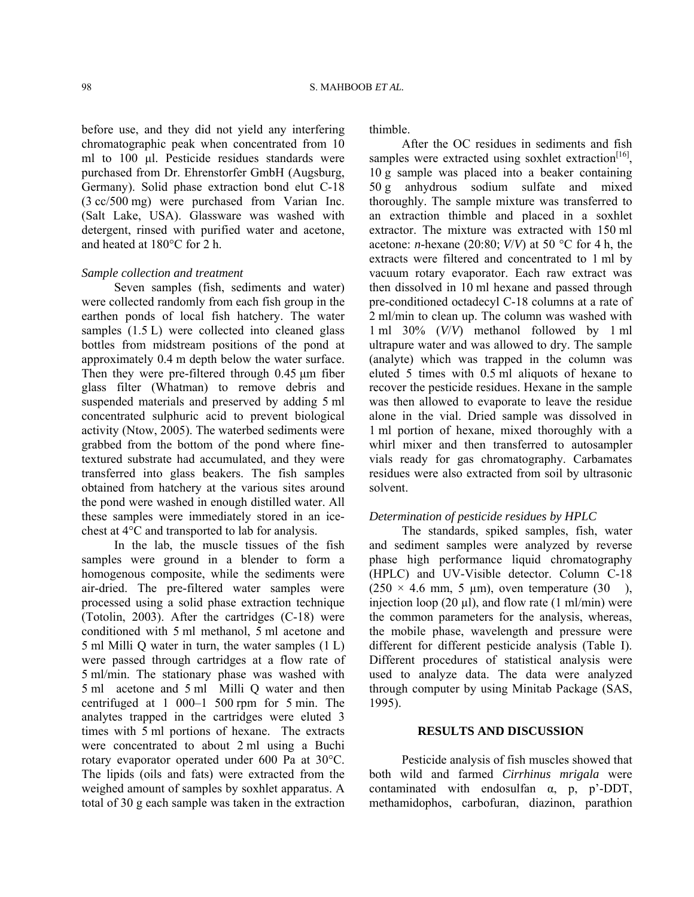before use, and they did not yield any interfering chromatographic peak when concentrated from 10 ml to 100 µl. Pesticide residues standards were purchased from Dr. Ehrenstorfer GmbH (Augsburg, Germany). Solid phase extraction bond elut C-18 (3 cc/500 mg) were purchased from Varian Inc. (Salt Lake, USA). Glassware was washed with detergent, rinsed with purified water and acetone, and heated at 180°C for 2 h.

*Sample collection and treatment*

Seven samples (fish, sediments and water) were collected randomly from each fish group in the earthen ponds of local fish hatchery. The water samples (1.5 L) were collected into cleaned glass bottles from midstream positions of the pond at approximately 0.4 m depth below the water surface. Then they were pre-filtered through 0.45 µm fiber glass filter (Whatman) to remove debris and suspended materials and preserved by adding 5 ml concentrated sulphuric acid to prevent biological activity (Ntow, 2005). The waterbed sediments were grabbed from the bottom of the pond where fine-textured substrate had accumulated, and they were transferred into glass beakers. The fish samples obtained from hatchery at the various sites around the pond were washed in enough distilled water. All these samples were immediately stored in an ice-chest at 4°C and transported to lab for analysis.

In the lab, the muscle tissues of the fish samples were ground in a blender to form a homogenous composite, while the sediments were air-dried. The pre-filtered water samples were processed using a solid phase extraction technique (Totolin, 2003). After the cartridges (C-18) were conditioned with 5 ml methanol, 5 ml acetone and 5 ml Milli Q water in turn, the water samples (1 L) were passed through cartridges at a flow rate of 5 ml/min. The stationary phase was washed with 5 ml acetone and 5 ml Milli Q water and then centrifuged at 1 000–1 500 rpm for 5 min. The analytes trapped in the cartridges were eluted 3 times with 5 ml portions of hexane. The extracts were concentrated to about 2 ml using a Buchi rotary evaporator operated under 600 Pa at 30°C. The lipids (oils and fats) were extracted from the weighed amount of samples by soxhlet apparatus. A total of 30 g each sample was taken in the extraction thimble.

After the OC residues in sediments and fish samples were extracted using soxhlet extraction[16], 10 g sample was placed into a beaker containing 50 g anhydrous sodium sulfate and mixed thoroughly. The sample mixture was transferred to an extraction thimble and placed in a soxhlet extractor. The mixture was extracted with 150 ml acetone: *n*-hexane (20:80; *V*/*V*) at 50 °C for 4 h, the extracts were filtered and concentrated to 1 ml by vacuum rotary evaporator. Each raw extract was then dissolved in 10 ml hexane and passed through pre-conditioned octadecyl C-18 columns at a rate of 2 ml/min to clean up. The column was washed with 1 ml 30% (*V*/*V*) methanol followed by 1 ml ultrapure water and was allowed to dry. The sample (analyte) which was trapped in the column was eluted 5 times with 0.5 ml aliquots of hexane to recover the pesticide residues. Hexane in the sample was then allowed to evaporate to leave the residue alone in the vial. Dried sample was dissolved in 1 ml portion of hexane, mixed thoroughly with a whirl mixer and then transferred to autosampler vials ready for gas chromatography. Carbamates residues were also extracted from soil by ultrasonic solvent.

*Determination of pesticide residues by HPLC*

The standards, spiked samples, fish, water and sediment samples were analyzed by reverse phase high performance liquid chromatography (HPLC) and UV-Visible detector. Column C-18 (250 × 4.6 mm, 5 µm), oven temperature (30 ), injection loop (20 µl), and flow rate (1 ml/min) were the common parameters for the analysis, whereas, the mobile phase, wavelength and pressure were different for different pesticide analysis (Table I). Different procedures of statistical analysis were used to analyze data. The data were analyzed through computer by using Minitab Package (SAS, 1995).

## RESULTS AND DISCUSSION

Pesticide analysis of fish muscles showed that both wild and farmed *Cirrhinus mrigala* were contaminated with endosulfan α, p, p'-DDT, methamidophos, carbofuran, diazinon, parathion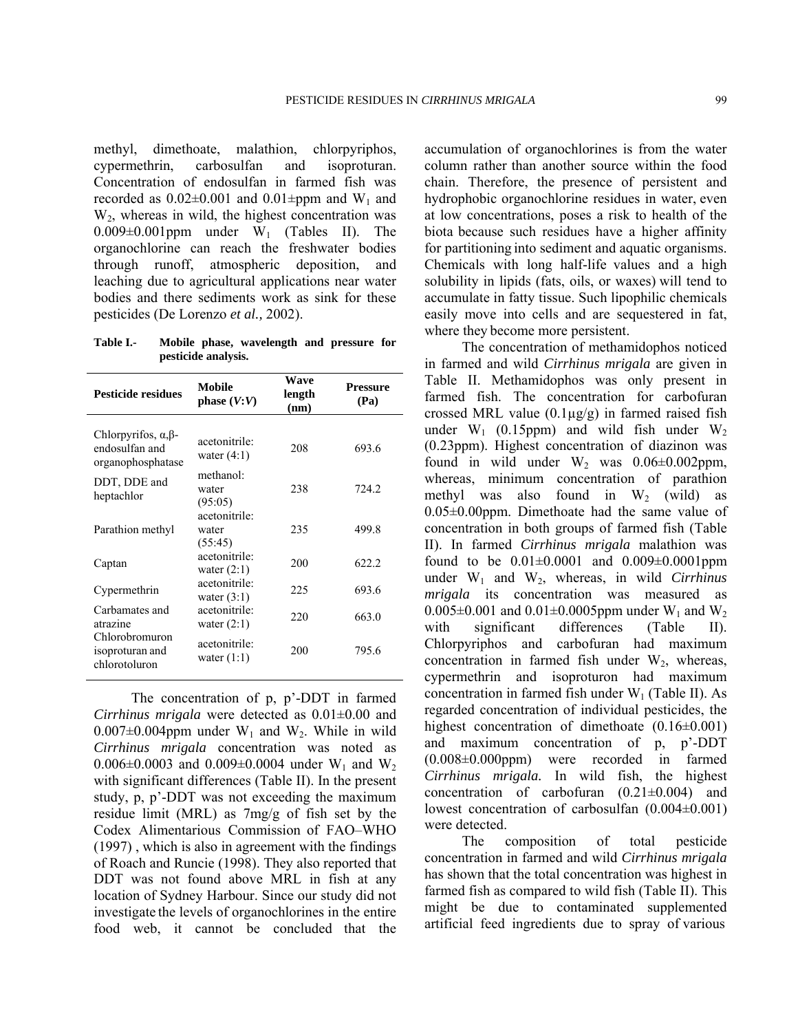methyl, dimethoate, malathion, chlorpyriphos, cypermethrin, carbosulfan and isoproturan. Concentration of endosulfan in farmed fish was recorded as 0.02±0.001 and 0.01±ppm and $W_1$ and $W_2$, whereas in wild, the highest concentration was 0.009±0.001ppm under $W_1$ (Tables II). The organochlorine can reach the freshwater bodies through runoff, atmospheric deposition, and leaching due to agricultural applications near water bodies and there sediments work as sink for these pesticides (De Lorenzo *et al.,* 2002).

**Table I.- Mobile phase, wavelength and pressure for pesticide analysis.**

| Pesticide residues | Mobile phase (*V:V*) | Wave length (nm) | Pressure (Pa) |
|---|---|---|---|
| Chlorpyrifos, α,β-endosulfan and organophosphatase | acetonitrile: water (4:1) | 208 | 693.6 |
| DDT, DDE and heptachlor | methanol: water (95:05) | 238 | 724.2 |
| Parathion methyl | acetonitrile: water (55:45) | 235 | 499.8 |
| Captan | acetonitrile: water (2:1) | 200 | 622.2 |
| Cypermethrin | acetonitrile: water (3:1) | 225 | 693.6 |
| Carbamates and atrazine | acetonitrile: water (2:1) | 220 | 663.0 |
| Chlorobromuron isoproturan and chlorotoluron | acetonitrile: water (1:1) | 200 | 795.6 |

The concentration of p, p'-DDT in farmed *Cirrhinus mrigala* were detected as 0.01±0.00 and 0.007±0.004ppm under $W_1$ and $W_2$. While in wild *Cirrhinus mrigala* concentration was noted as 0.006±0.0003 and 0.009±0.0004 under $W_1$ and $W_2$ with significant differences (Table II). In the present study, p, p'-DDT was not exceeding the maximum residue limit (MRL) as 7mg/g of fish set by the Codex Alimentarious Commission of FAO–WHO (1997) , which is also in agreement with the findings of Roach and Runcie (1998). They also reported that DDT was not found above MRL in fish at any location of Sydney Harbour. Since our study did not investigate the levels of organochlorines in the entire food web, it cannot be concluded that the accumulation of organochlorines is from the water column rather than another source within the food chain. Therefore, the presence of persistent and hydrophobic organochlorine residues in water, even at low concentrations, poses a risk to health of the biota because such residues have a higher affinity for partitioning into sediment and aquatic organisms. Chemicals with long half-life values and a high solubility in lipids (fats, oils, or waxes) will tend to accumulate in fatty tissue. Such lipophilic chemicals easily move into cells and are sequestered in fat, where they become more persistent.

The concentration of methamidophos noticed in farmed and wild *Cirrhinus mrigala* are given in Table II. Methamidophos was only present in farmed fish. The concentration for carbofuran crossed MRL value (0.1µg/g) in farmed raised fish under $W_1$ (0.15ppm) and wild fish under $W_2$ (0.23ppm). Highest concentration of diazinon was found in wild under $W_2$ was 0.06±0.002ppm, whereas, minimum concentration of parathion methyl was also found in $W_2$ (wild) as 0.05±0.00ppm. Dimethoate had the same value of concentration in both groups of farmed fish (Table II). In farmed *Cirrhinus mrigala* malathion was found to be 0.01±0.0001 and 0.009±0.0001ppm under $W_1$ and $W_2$, whereas, in wild *Cirrhinus mrigala* its concentration was measured as 0.005±0.001 and 0.01±0.0005ppm under $W_1$ and $W_2$ with significant differences (Table II). Chlorpyriphos and carbofuran had maximum concentration in farmed fish under $W_2$, whereas, cypermethrin and isoproturon had maximum concentration in farmed fish under $W_1$ (Table II). As regarded concentration of individual pesticides, the highest concentration of dimethoate (0.16±0.001) and maximum concentration of p, p'-DDT (0.008±0.000ppm) were recorded in farmed *Cirrhinus mrigala.* In wild fish, the highest concentration of carbofuran (0.21±0.004) and lowest concentration of carbosulfan (0.004±0.001) were detected.

The composition of total pesticide concentration in farmed and wild *Cirrhinus mrigala* has shown that the total concentration was highest in farmed fish as compared to wild fish (Table II). This might be due to contaminated supplemented artificial feed ingredients due to spray of various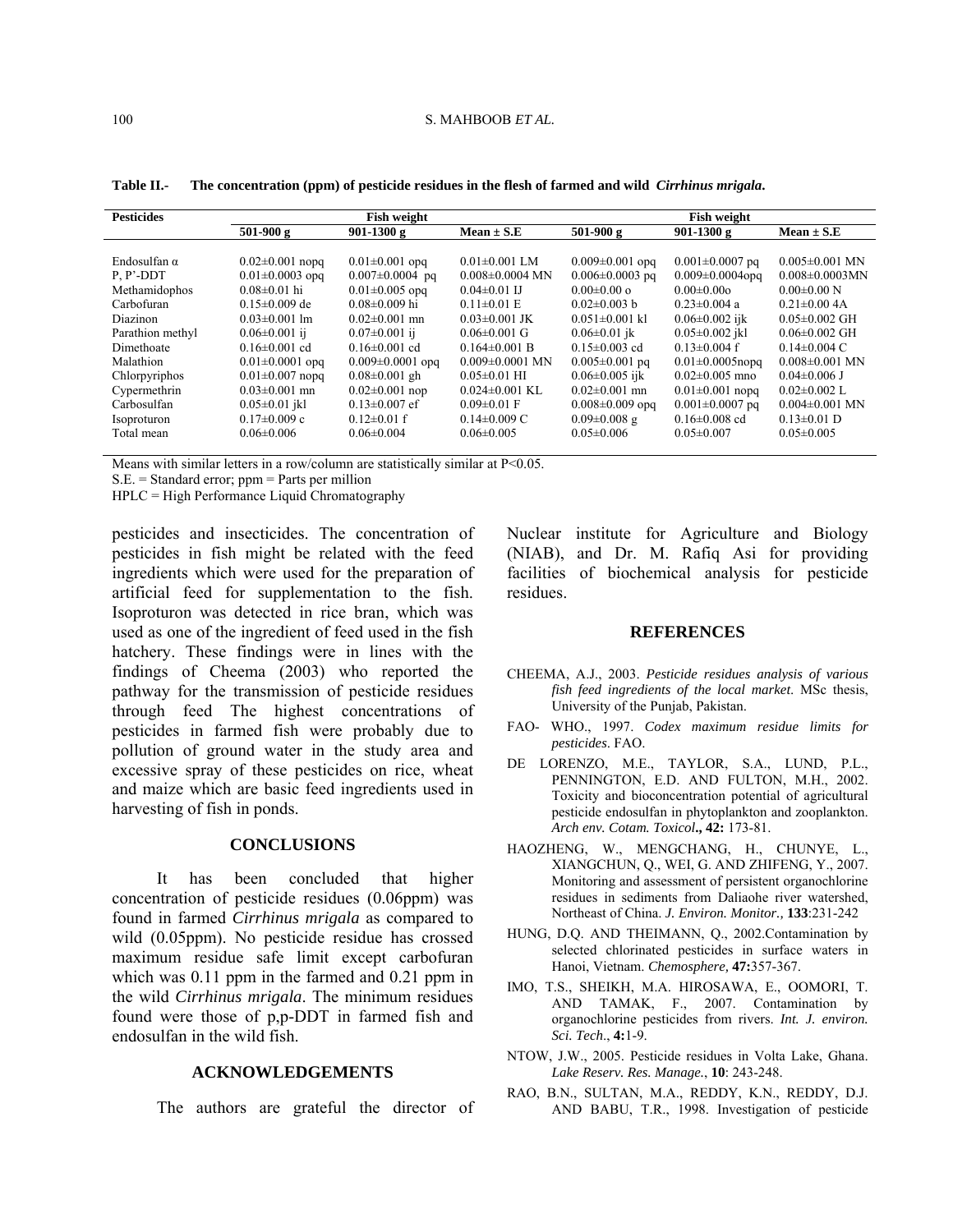**Table II.- The concentration (ppm) of pesticide residues in the flesh of farmed and wild *Cirrhinus mrigala*.**

| Pesticides | Fish weight | | | Fish weight | | |
|---|---|---|---|---|---|---|
| | 501-900 g | 901-1300 g | Mean ± S.E | 501-900 g | 901-1300 g | Mean ± S.E |
| Endosulfan α | 0.02±0.001 nopq | 0.01±0.001 opq | 0.01±0.001 LM | 0.009±0.001 opq | 0.001±0.0007 pq | 0.005±0.001 MN |
| P, P'-DDT | 0.01±0.0003 opq | 0.007±0.0004 pq | 0.008±0.0004 MN | 0.006±0.0003 pq | 0.009±0.0004opq | 0.008±0.0003MN |
| Methamidophos | 0.08±0.01 hi | 0.01±0.005 opq | 0.04±0.01 IJ | 0.00±0.00 o | 0.00±0.00o | 0.00±0.00 N |
| Carbofuran | 0.15±0.009 de | 0.08±0.009 hi | 0.11±0.01 E | 0.02±0.003 b | 0.23±0.004 a | 0.21±0.00 4A |
| Diazinon | 0.03±0.001 lm | 0.02±0.001 mn | 0.03±0.001 JK | 0.051±0.001 kl | 0.06±0.002 ijk | 0.05±0.002 GH |
| Parathion methyl | 0.06±0.001 ij | 0.07±0.001 ij | 0.06±0.001 G | 0.06±0.01 jk | 0.05±0.002 jkl | 0.06±0.002 GH |
| Dimethoate | 0.16±0.001 cd | 0.16±0.001 cd | 0.164±0.001 B | 0.15±0.003 cd | 0.13±0.004 f | 0.14±0.004 C |
| Malathion | 0.01±0.0001 opq | 0.009±0.0001 opq | 0.009±0.0001 MN | 0.005±0.001 pq | 0.01±0.0005nopq | 0.008±0.001 MN |
| Chlorpyriphos | 0.01±0.007 nopq | 0.08±0.001 gh | 0.05±0.01 HI | 0.06±0.005 ijk | 0.02±0.005 mno | 0.04±0.006 J |
| Cypermethrin | 0.03±0.001 mn | 0.02±0.001 nop | 0.024±0.001 KL | 0.02±0.001 mn | 0.01±0.001 nopq | 0.02±0.002 L |
| Carbosulfan | 0.05±0.01 jkl | 0.13±0.007 ef | 0.09±0.01 F | 0.008±0.009 opq | 0.001±0.0007 pq | 0.004±0.001 MN |
| Isoproturon | 0.17±0.009 c | 0.12±0.01 f | 0.14±0.009 C | 0.09±0.008 g | 0.16±0.008 cd | 0.13±0.01 D |
| Total mean | 0.06±0.006 | 0.06±0.004 | 0.06±0.005 | 0.05±0.006 | 0.05±0.007 | 0.05±0.005 |

Means with similar letters in a row/column are statistically similar at P<0.05.
S.E. = Standard error; ppm = Parts per million
HPLC = High Performance Liquid Chromatography

pesticides and insecticides. The concentration of pesticides in fish might be related with the feed ingredients which were used for the preparation of artificial feed for supplementation to the fish. Isoproturon was detected in rice bran, which was used as one of the ingredient of feed used in the fish hatchery. These findings were in lines with the findings of Cheema (2003) who reported the pathway for the transmission of pesticide residues through feed The highest concentrations of pesticides in farmed fish were probably due to pollution of ground water in the study area and excessive spray of these pesticides on rice, wheat and maize which are basic feed ingredients used in harvesting of fish in ponds.

## CONCLUSIONS

It has been concluded that higher concentration of pesticide residues (0.06ppm) was found in farmed *Cirrhinus mrigala* as compared to wild (0.05ppm). No pesticide residue has crossed maximum residue safe limit except carbofuran which was 0.11 ppm in the farmed and 0.21 ppm in the wild *Cirrhinus mrigala*. The minimum residues found were those of p,p-DDT in farmed fish and endosulfan in the wild fish.

## ACKNOWLEDGEMENTS

The authors are grateful the director of Nuclear institute for Agriculture and Biology (NIAB), and Dr. M. Rafiq Asi for providing facilities of biochemical analysis for pesticide residues.

## REFERENCES

CHEEMA, A.J., 2003. *Pesticide residues analysis of various fish feed ingredients of the local market*. MSc thesis, University of the Punjab, Pakistan.

FAO- WHO., 1997. *Codex maximum residue limits for pesticides*. FAO.

DE LORENZO, M.E., TAYLOR, S.A., LUND, P.L., PENNINGTON, E.D. AND FULTON, M.H., 2002. Toxicity and bioconcentration potential of agricultural pesticide endosulfan in phytoplankton and zooplankton. *Arch env. Cotam. Toxicol*., **42:** 173-81.

HAOZHENG, W., MENGCHANG, H., CHUNYE, L., XIANGCHUN, Q., WEI, G. AND ZHIFENG, Y., 2007. Monitoring and assessment of persistent organochlorine residues in sediments from Daliaohe river watershed, Northeast of China. *J. Environ. Monitor.,* **133**:231-242

HUNG, D.Q. AND THEIMANN, Q., 2002.Contamination by selected chlorinated pesticides in surface waters in Hanoi, Vietnam. *Chemosphere,* **47:**357-367.

IMO, T.S., SHEIKH, M.A. HIROSAWA, E., OOMORI, T. AND TAMAK, F., 2007. Contamination by organochlorine pesticides from rivers. *Int. J. environ. Sci. Tech*., **4:**1-9.

NTOW, J.W., 2005. Pesticide residues in Volta Lake, Ghana. *Lake Reserv. Res. Manage.*, **10**: 243-248.

RAO, B.N., SULTAN, M.A., REDDY, K.N., REDDY, D.J. AND BABU, T.R., 1998. Investigation of pesticide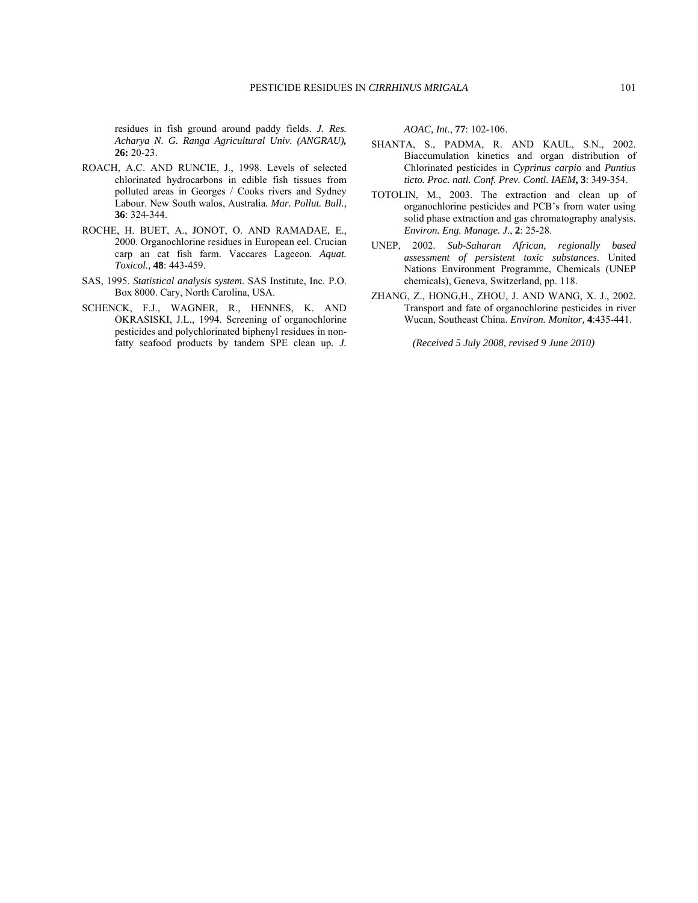residues in fish ground around paddy fields. *J. Res. Acharya N. G. Ranga Agricultural Univ. (ANGRAU)***, 26:** 20-23.

ROACH, A.C. AND RUNCIE, J., 1998. Levels of selected chlorinated hydrocarbons in edible fish tissues from polluted areas in Georges / Cooks rivers and Sydney Labour. New South walos, Australia. *Mar. Pollut. Bull.,* **36**: 324-344.

ROCHE, H. BUET, A., JONOT, O. AND RAMADAE, E., 2000. Organochlorine residues in European eel. Crucian carp an cat fish farm. Vaccares Lageeon. *Aquat. Toxicol.,* **48**: 443-459.

SAS, 1995. *Statistical analysis system*. SAS Institute, Inc. P.O. Box 8000. Cary, North Carolina, USA.

SCHENCK, F.J., WAGNER, R., HENNES, K. AND OKRASISKI, J.L., 1994. Screening of organochlorine pesticides and polychlorinated biphenyl residues in non-fatty seafood products by tandem SPE clean up. *J. AOAC, Int*., **77**: 102-106.

SHANTA, S., PADMA, R. AND KAUL, S.N., 2002. Biaccumulation kinetics and organ distribution of Chlorinated pesticides in *Cyprinus carpio* and *Puntius ticto. Proc. natl. Conf. Prev. Contl. IAEM***, 3**: 349-354.

TOTOLIN, M., 2003. The extraction and clean up of organochlorine pesticides and PCB's from water using solid phase extraction and gas chromatography analysis. *Environ. Eng. Manage. J*., **2**: 25-28.

UNEP, 2002. *Sub-Saharan African, regionally based assessment of persistent toxic substances*. United Nations Environment Programme, Chemicals (UNEP chemicals), Geneva, Switzerland, pp. 118.

ZHANG, Z., HONG,H., ZHOU, J. AND WANG, X. J., 2002. Transport and fate of organochlorine pesticides in river Wucan, Southeast China. *Environ. Monitor,* **4**:435-441.

*(Received 5 July 2008, revised 9 June 2010)*